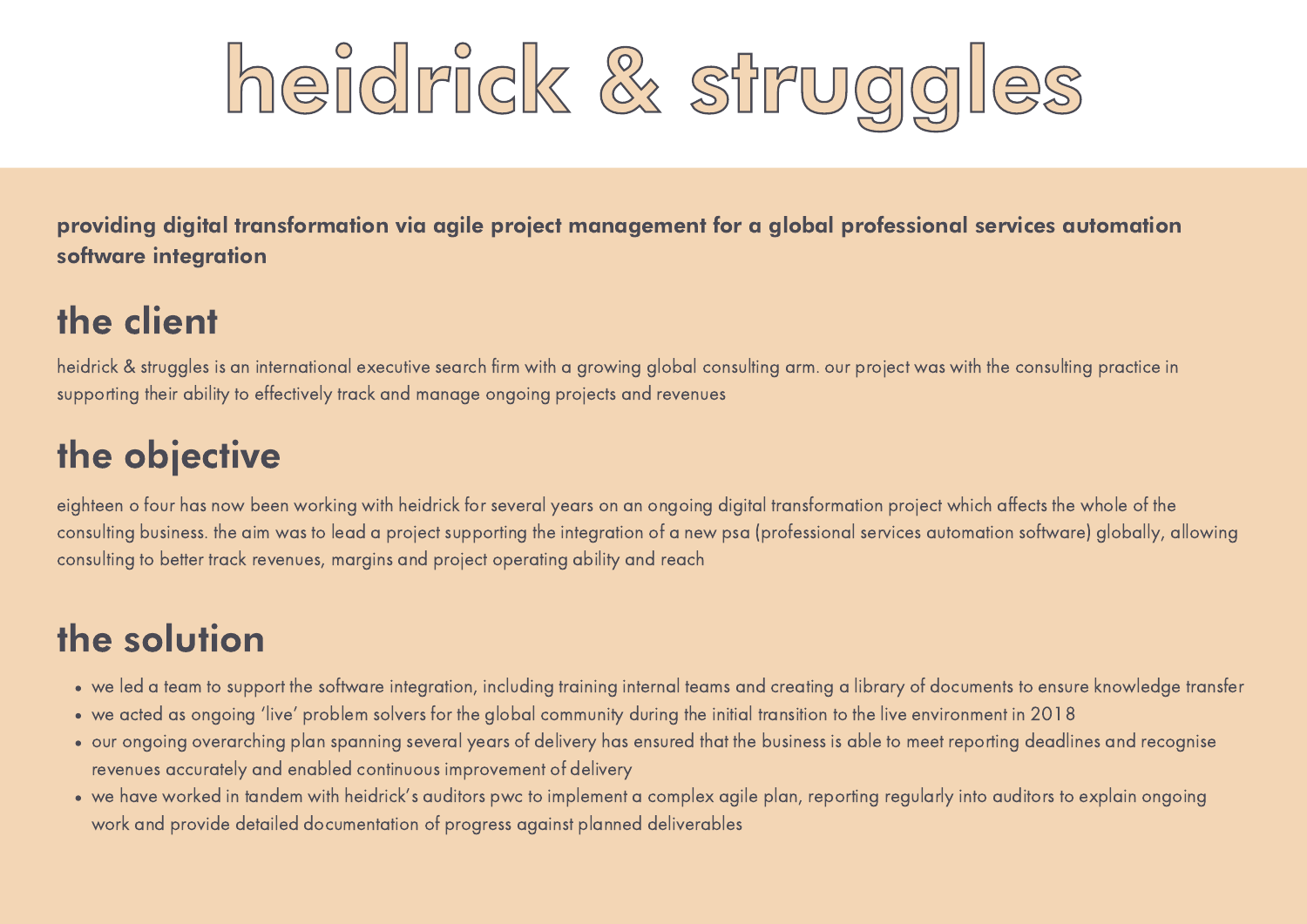# heidrick & struggles

**providing digital transformation via agile project management for a global professional services automation software integration**

## the client

heidrick & struggles is an international executive search firm with a growing global consulting arm. our project was with the consulting practice in supporting their ability to effectively track and manage ongoing projects and revenues

## the objective

eighteen o four has now been working with heidrick for several years on an ongoing digital transformation project which affects the whole of the consulting business. the aim was to lead a project supporting the integration of a new psa (professional services automation software) globally, allowing consulting to better track revenues, margins and project operating ability and reach

## the solution

- we led a team to support the software integration, including training internal teams and creating a library of documents to ensure knowledge transfer
- we acted as ongoing 'live' problem solvers for the global community during the initial transition to the live environment in 2018
- our ongoing overarching plan spanning several years of delivery has ensured that the business is able to meet reporting deadlines and recognise revenues accurately and enabled continuous improvement of delivery
- we have worked in tandem with heidrick's auditors pwc to implement a complex agile plan, reporting regularly into auditors to explain ongoing work and provide detailed documentation of progress against planned deliverables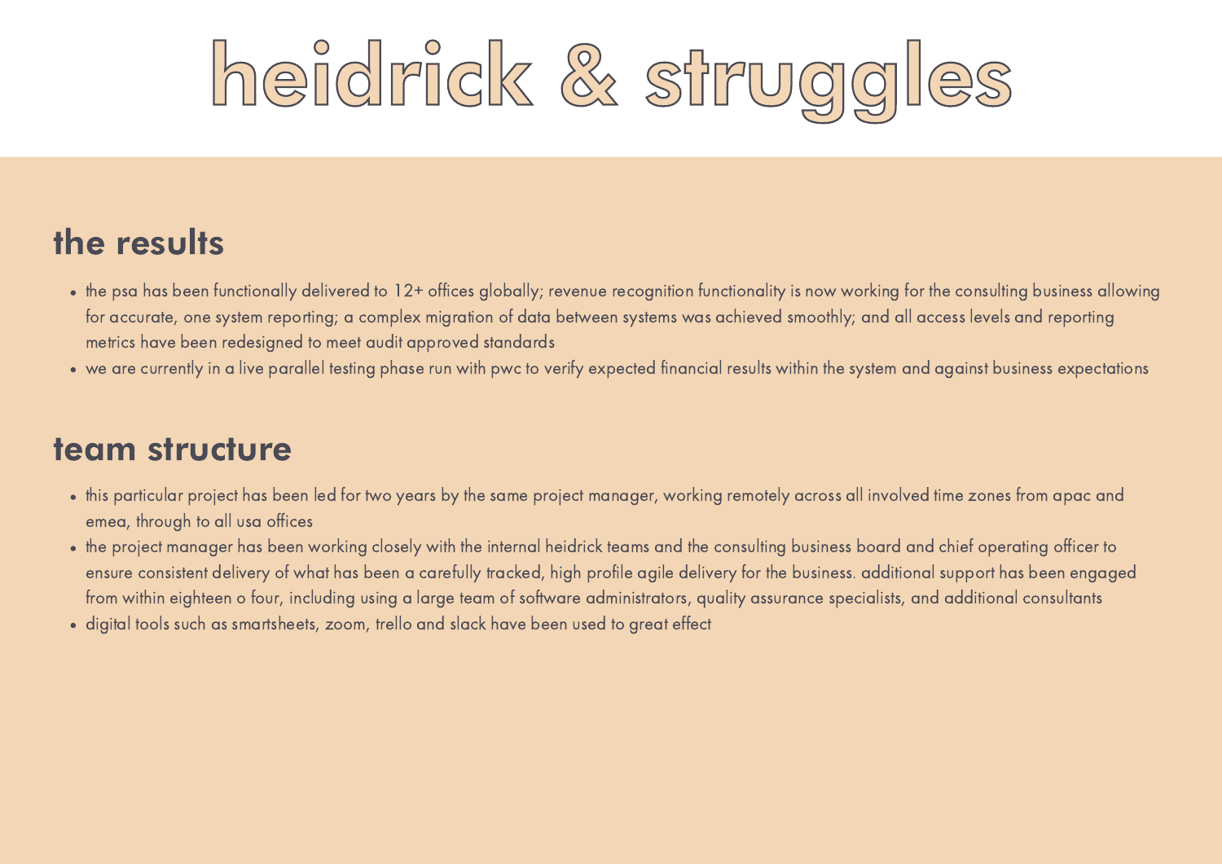# heidrick & struggles

## the results

- the psa has been functionally delivered to 12+ offices globally; revenue recognition functionality is now working for the consulting business allowing for accurate, one system reporting; a complex migration of data between systems was achieved smoothly; and all access levels and reporting metrics have been redesigned to meet audit approved standards
- we are currently in a live parallel testing phase run with pwc to verify expected financial results within the system and against business expectations

## team structure

- this particular project has been led for two years by the same project manager, working remotely across all involved time zones from apac and emea, through to all usa offices
- the project manager has been working closely with the internal heidrick teams and the consulting business board and chief operating officer to ensure consistent delivery of what has been a carefully tracked, high profile agile delivery for the business. additional support has been engaged from within eighteen o four, including using a large team of software administrators, quality assurance specialists, and additional consultants
- digital tools such as smartsheets, zoom, trello and slack have been used to great effect